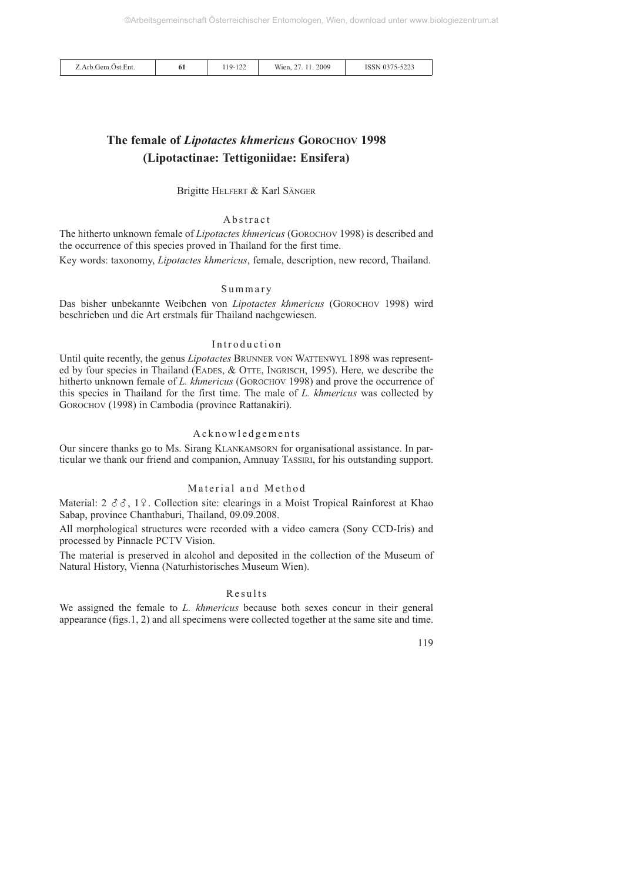# The female of *Lipotactes khmericus* Gorochov 1998 (Lipotactinae: Tettigoniidae: Ensifera)

Brigitte Helfert & Karl Sänger

## Abstract

The hitherto unknown female of *Lipotactes khmericus* (Gorochov 1998) is described and the occurrence of this species proved in Thailand for the first time.

Key words: taxonomy, *Lipotactes khmericus*, female, description, new record, Thailand.

## Summary

Das bisher unbekannte Weibchen von *Lipotactes khmericus* (Gorochov 1998) wird beschrieben und die Art erstmals für Thailand nachgewiesen.

## Introduction

Until quite recently, the genus *Lipotactes* Brunner von Wattenwyl 1898 was represented by four species in Thailand (Eades, & Otte, Ingrisch, 1995). Here, we describe the hitherto unknown female of *L. khmericus* (Gorochov 1998) and prove the occurrence of this species in Thailand for the first time. The male of *L. khmericus* was collected by Gorochov (1998) in Cambodia (province Rattanakiri).

## Acknowledgements

Our sincere thanks go to Ms. Sirang Klankamsorn for organisational assistance. In particular we thank our friend and companion, Amnuay Tassiri, for his outstanding support.

## Material and Method

Material: 2 ♂♂, 1♀. Collection site: clearings in a Moist Tropical Rainforest at Khao Sabap, province Chanthaburi, Thailand, 09.09.2008.

All morphological structures were recorded with a video camera (Sony CCD-Iris) and processed by Pinnacle PCTV Vision.

The material is preserved in alcohol and deposited in the collection of the Museum of Natural History, Vienna (Naturhistorisches Museum Wien).

## Results

We assigned the female to *L. khmericus* because both sexes concur in their general appearance (figs.1, 2) and all specimens were collected together at the same site and time.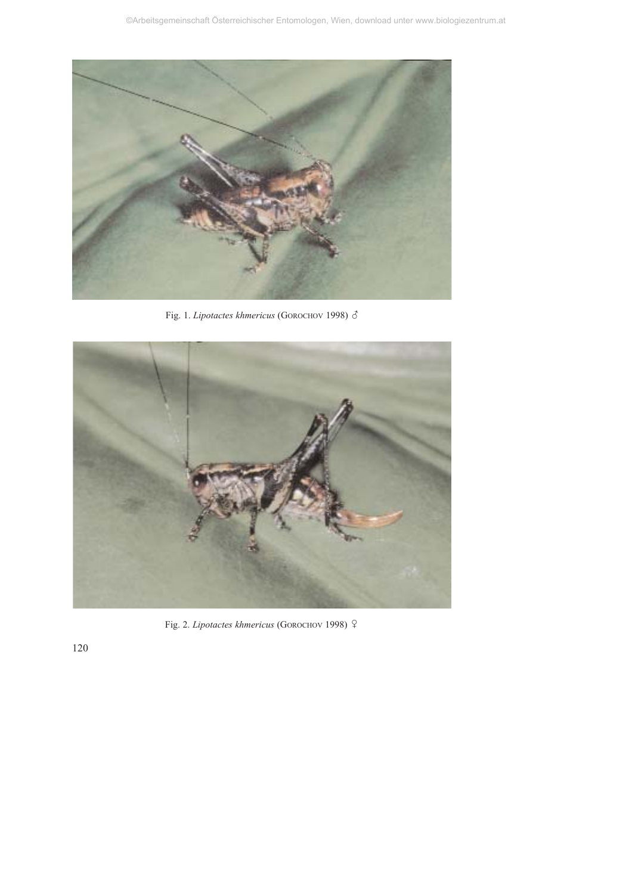Fig. 1. *Lipotactes khmericus* (GOROCHOV 1998) ♂

Fig. 2. *Lipotactes khmericus* (GOROCHOV 1998) ♀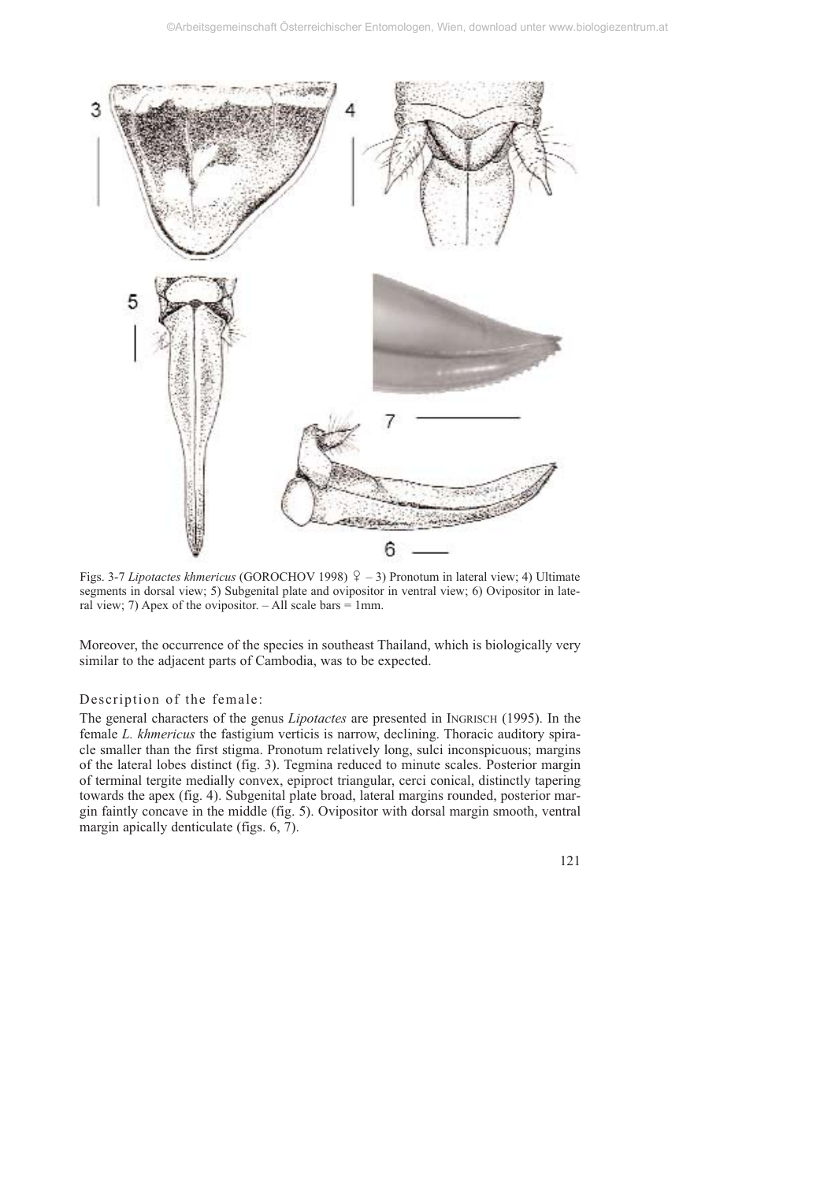Figs. 3-7 *Lipotactes khmericus* (GOROCHOV 1998) ♀ – 3) Pronotum in lateral view; 4) Ultimate segments in dorsal view; 5) Subgenital plate and ovipositor in ventral view; 6) Ovipositor in lateral view; 7) Apex of the ovipositor. – All scale bars = 1mm.

Moreover, the occurrence of the species in southeast Thailand, which is biologically very similar to the adjacent parts of Cambodia, was to be expected.

### Description of the female:

The general characters of the genus *Lipotactes* are presented in INGRISCH (1995). In the female *L. khmericus* the fastigium verticis is narrow, declining. Thoracic auditory spiracle smaller than the first stigma. Pronotum relatively long, sulci inconspicuous; margins of the lateral lobes distinct (fig. 3). Tegmina reduced to minute scales. Posterior margin of terminal tergite medially convex, epiproct triangular, cerci conical, distinctly tapering towards the apex (fig. 4). Subgenital plate broad, lateral margins rounded, posterior margin faintly concave in the middle (fig. 5). Ovipositor with dorsal margin smooth, ventral margin apically denticulate (figs. 6, 7).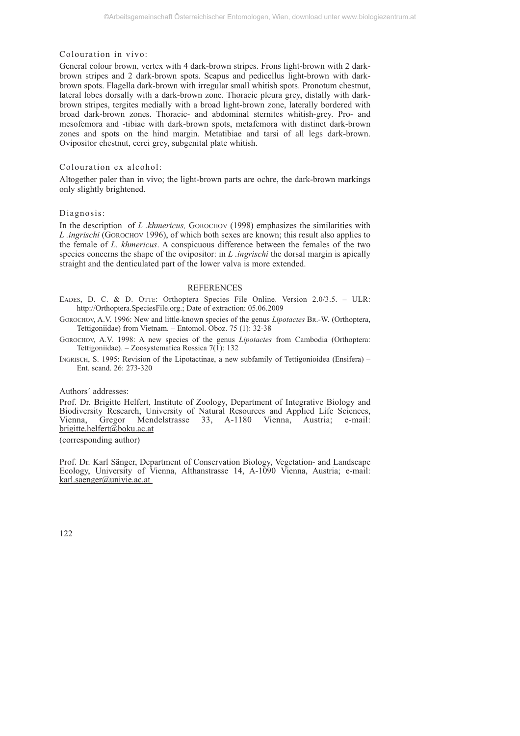### Colouration in vivo:

General colour brown, vertex with 4 dark-brown stripes. Frons light-brown with 2 dark-brown stripes and 2 dark-brown spots. Scapus and pedicellus light-brown with dark-brown spots. Flagella dark-brown with irregular small whitish spots. Pronotum chestnut, lateral lobes dorsally with a dark-brown zone. Thoracic pleura grey, distally with dark-brown stripes, tergites medially with a broad light-brown zone, laterally bordered with broad dark-brown zones. Thoracic- and abdominal sternites whitish-grey. Pro- and mesofemora and -tibiae with dark-brown spots, metafemora with distinct dark-brown zones and spots on the hind margin. Metatibiae and tarsi of all legs dark-brown. Ovipositor chestnut, cerci grey, subgenital plate whitish.

### Colouration ex alcohol:

Altogether paler than in vivo; the light-brown parts are ochre, the dark-brown markings only slightly brightened.

### Diagnosis:

In the description of *L .khmericus,* GOROCHOV (1998) emphasizes the similarities with *L .ingrischi* (GOROCHOV 1996), of which both sexes are known; this result also applies to the female of *L. khmericus*. A conspicuous difference between the females of the two species concerns the shape of the ovipositor: in *L .ingrischi* the dorsal margin is apically straight and the denticulated part of the lower valva is more extended.

## REFERENCES

EADES, D. C. & D. OTTE: Orthoptera Species File Online. Version 2.0/3.5. – ULR: http://Orthoptera.SpeciesFile.org.; Date of extraction: 05.06.2009

GOROCHOV, A.V. 1996: New and little-known species of the genus *Lipotactes* BR.-W. (Orthoptera, Tettigoniidae) from Vietnam. – Entomol. Oboz. 75 (1): 32-38

GOROCHOV, A.V. 1998: A new species of the genus *Lipotactes* from Cambodia (Orthoptera: Tettigoniidae). – Zoosystematica Rossica 7(1): 132

INGRISCH, S. 1995: Revision of the Lipotactinae, a new subfamily of Tettigonioidea (Ensifera) – Ent. scand. 26: 273-320

Authors´ addresses:

Prof. Dr. Brigitte Helfert, Institute of Zoology, Department of Integrative Biology and Biodiversity Research, University of Natural Resources and Applied Life Sciences, Vienna, Gregor Mendelstrasse 33, A-1180 Vienna, Austria; e-mail: brigitte.helfert@boku.ac.at

(corresponding author)

Prof. Dr. Karl Sänger, Department of Conservation Biology, Vegetation- and Landscape Ecology, University of Vienna, Althanstrasse 14, A-1090 Vienna, Austria; e-mail: karl.saenger@univie.ac.at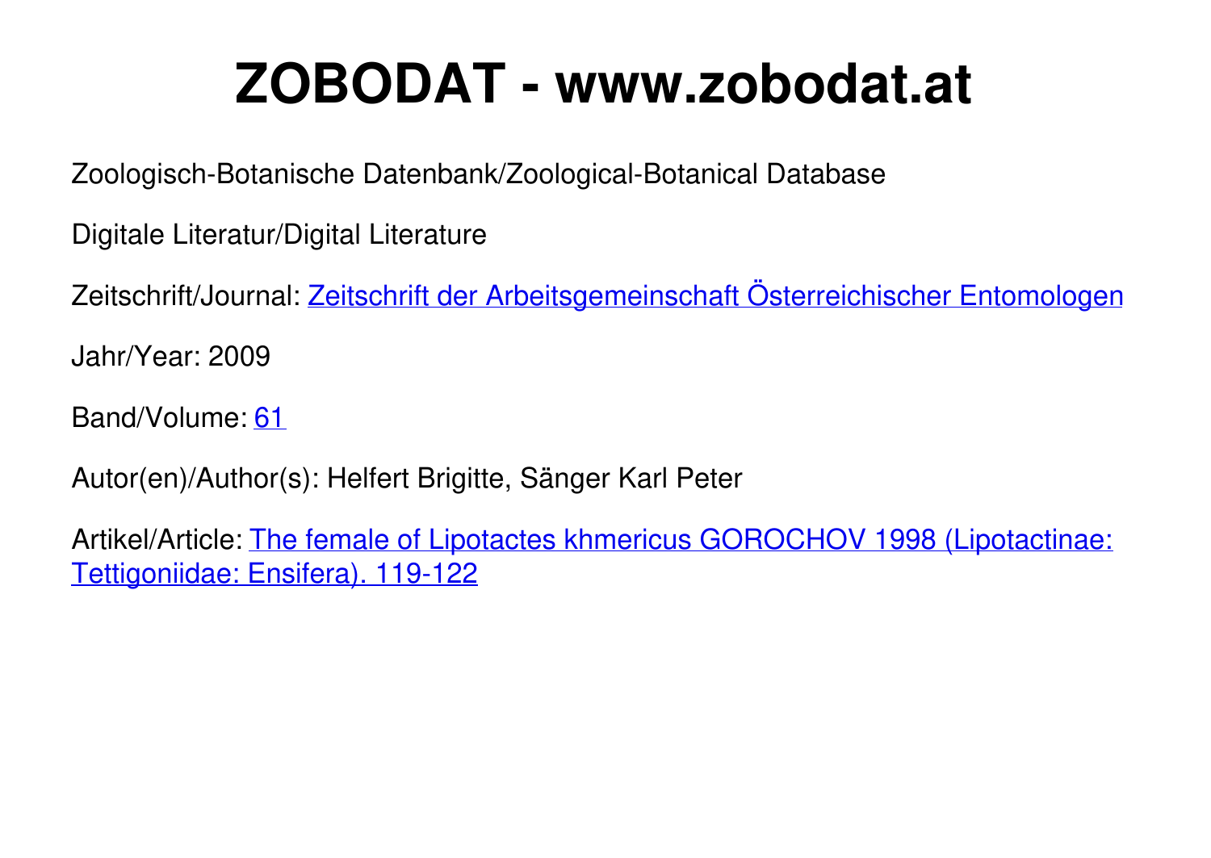# ZOBODAT - www.zobodat.at

Zoologisch-Botanische Datenbank/Zoological-Botanical Database

Digitale Literatur/Digital Literature

Zeitschrift/Journal: Zeitschrift der Arbeitsgemeinschaft Österreichischer Entomologen

Jahr/Year: 2009

Band/Volume: 61

Autor(en)/Author(s): Helfert Brigitte, Sänger Karl Peter

Artikel/Article: The female of Lipotactes khmericus GOROCHOV 1998 (Lipotactinae: Tettigoniidae: Ensifera). 119-122